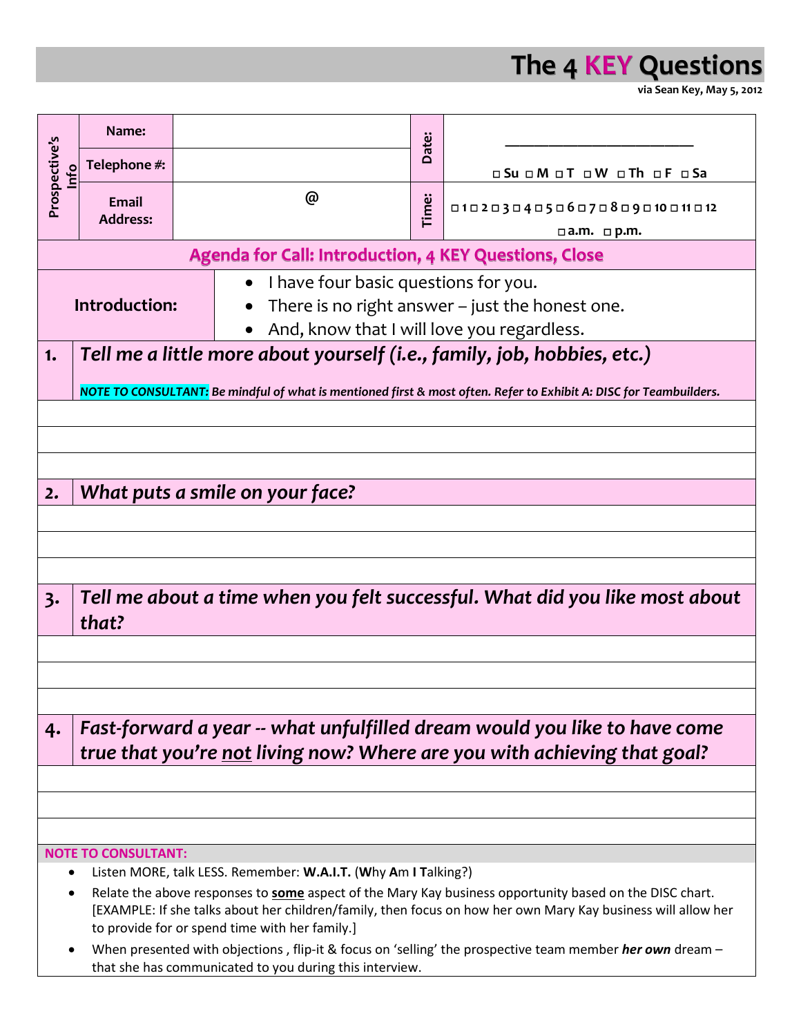# The 4 KEY Questions

via Sean Key, May 5, 2012

| Prospective's Info | | | | |
|---|---|---|---|---|
| Name: | | Date: | ________________________ | |
| Telephone #: | | | □ Su □ M □ T □ W □ Th □ F □ Sa | |
| Email Address: | @ | Time: | □ 1 □ 2 □ 3 □ 4 □ 5 □ 6 □ 7 □ 8 □ 9 □ 10 □ 11 □ 12<br>□ a.m. □ p.m. | |

**Agenda for Call: Introduction, 4 KEY Questions, Close**

**Introduction:**

- I have four basic questions for you.
- There is no right answer – just the honest one.
- And, know that I will love you regardless.

**1.** ***Tell me a little more about yourself (i.e., family, job, hobbies, etc.)***

***NOTE TO CONSULTANT:*** ***Be mindful of what is mentioned first & most often. Refer to Exhibit A: DISC for Teambuilders.***

**2.** ***What puts a smile on your face?***

**3.** ***Tell me about a time when you felt successful. What did you like most about that?***

**4.** ***Fast-forward a year -- what unfulfilled dream would you like to have come true that you're not living now? Where are you with achieving that goal?***

**NOTE TO CONSULTANT:**

- Listen MORE, talk LESS. Remember: **W.A.I.T.** (**W**hy **A**m **I** **T**alking?)
- Relate the above responses to **some** aspect of the Mary Kay business opportunity based on the DISC chart. [EXAMPLE: If she talks about her children/family, then focus on how her own Mary Kay business will allow her to provide for or spend time with her family.]
- When presented with objections , flip-it & focus on 'selling' the prospective team member ***her own*** dream – that she has communicated to you during this interview.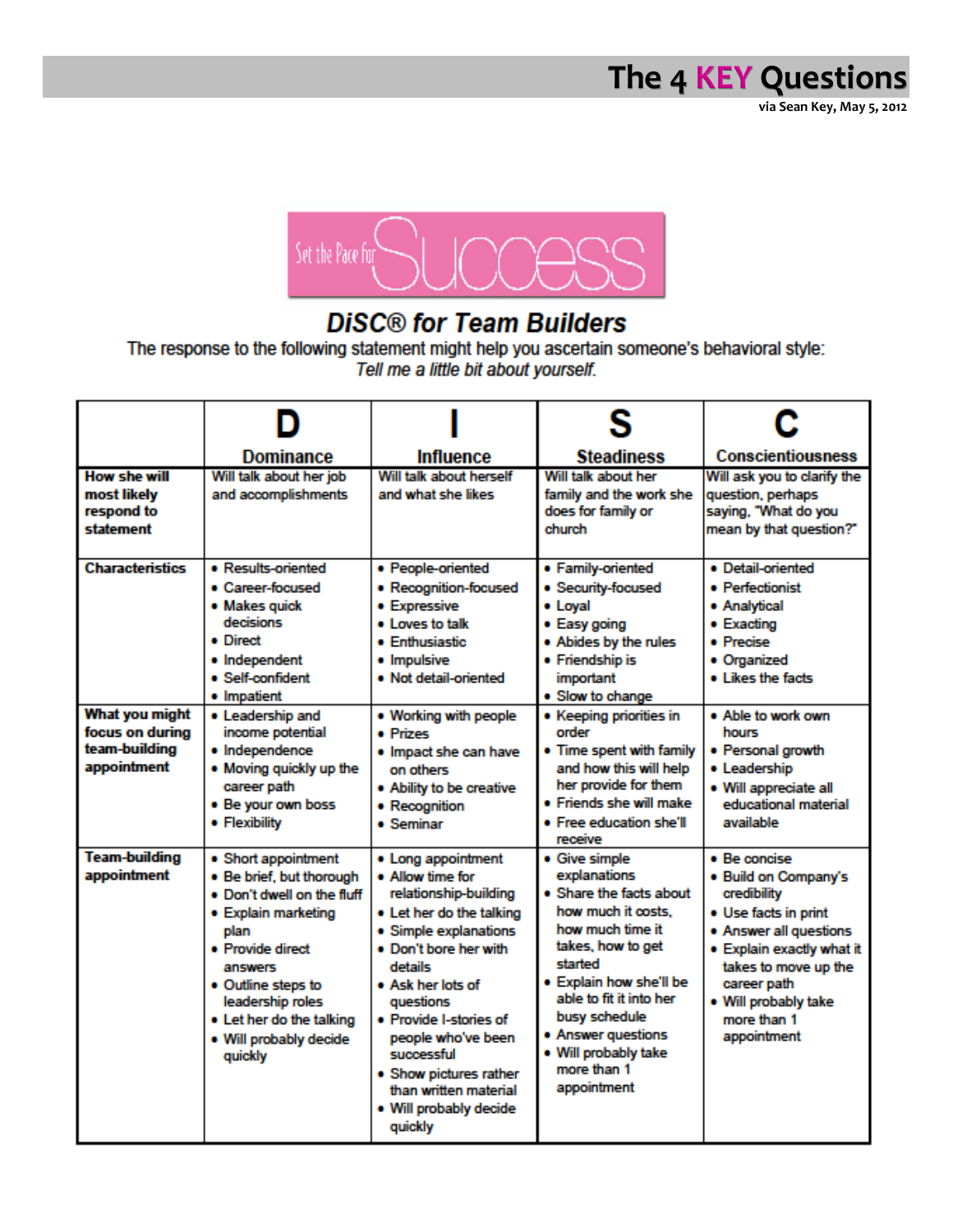# The 4 KEY Questions

via Sean Key, May 5, 2012

Set the Pace for Success

## DiSC® for Team Builders

The response to the following statement might help you ascertain someone's behavioral style:

*Tell me a little bit about yourself.*

| | D<br>Dominance | I<br>Influence | S<br>Steadiness | C<br>Conscientiousness |
|---|---|---|---|---|
| **How she will most likely respond to statement** | Will talk about her job and accomplishments | Will talk about herself and what she likes | Will talk about her family and the work she does for family or church | Will ask you to clarify the question, perhaps saying, "What do you mean by that question?" |
| **Characteristics** | • Results-oriented<br>• Career-focused<br>• Makes quick decisions<br>• Direct<br>• Independent<br>• Self-confident<br>• Impatient | • People-oriented<br>• Recognition-focused<br>• Expressive<br>• Loves to talk<br>• Enthusiastic<br>• Impulsive<br>• Not detail-oriented | • Family-oriented<br>• Security-focused<br>• Loyal<br>• Easy going<br>• Abides by the rules<br>• Friendship is important<br>• Slow to change | • Detail-oriented<br>• Perfectionist<br>• Analytical<br>• Exacting<br>• Precise<br>• Organized<br>• Likes the facts |
| **What you might focus on during team-building appointment** | • Leadership and income potential<br>• Independence<br>• Moving quickly up the career path<br>• Be your own boss<br>• Flexibility | • Working with people<br>• Prizes<br>• Impact she can have on others<br>• Ability to be creative<br>• Recognition<br>• Seminar | • Keeping priorities in order<br>• Time spent with family and how this will help her provide for them<br>• Friends she will make<br>• Free education she'll receive | • Able to work own hours<br>• Personal growth<br>• Leadership<br>• Will appreciate all educational material available |
| **Team-building appointment** | • Short appointment<br>• Be brief, but thorough<br>• Don't dwell on the fluff<br>• Explain marketing plan<br>• Provide direct answers<br>• Outline steps to leadership roles<br>• Let her do the talking<br>• Will probably decide quickly | • Long appointment<br>• Allow time for relationship-building<br>• Let her do the talking<br>• Simple explanations<br>• Don't bore her with details<br>• Ask her lots of questions<br>• Provide I-stories of people who've been successful<br>• Show pictures rather than written material<br>• Will probably decide quickly | • Give simple explanations<br>• Share the facts about how much it costs, how much time it takes, how to get started<br>• Explain how she'll be able to fit it into her busy schedule<br>• Answer questions<br>• Will probably take more than 1 appointment | • Be concise<br>• Build on Company's credibility<br>• Use facts in print<br>• Answer all questions<br>• Explain exactly what it takes to move up the career path<br>• Will probably take more than 1 appointment |